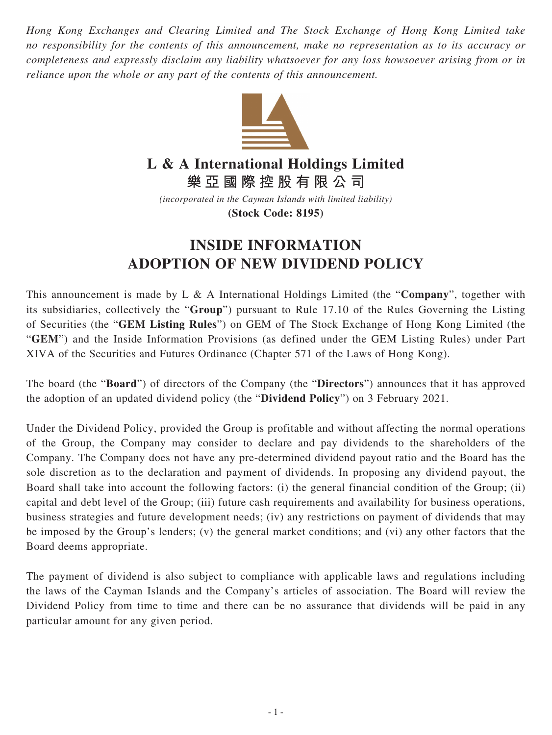*Hong Kong Exchanges and Clearing Limited and The Stock Exchange of Hong Kong Limited take no responsibility for the contents of this announcement, make no representation as to its accuracy or completeness and expressly disclaim any liability whatsoever for any loss howsoever arising from or in reliance upon the whole or any part of the contents of this announcement.*

# L & A International Holdings Limited
# 樂亞國際控股有限公司

*(incorporated in the Cayman Islands with limited liability)*

**(Stock Code: 8195)**

## INSIDE INFORMATION
## ADOPTION OF NEW DIVIDEND POLICY

This announcement is made by L & A International Holdings Limited (the "**Company**", together with its subsidiaries, collectively the "**Group**") pursuant to Rule 17.10 of the Rules Governing the Listing of Securities (the "**GEM Listing Rules**") on GEM of The Stock Exchange of Hong Kong Limited (the "**GEM**") and the Inside Information Provisions (as defined under the GEM Listing Rules) under Part XIVA of the Securities and Futures Ordinance (Chapter 571 of the Laws of Hong Kong).

The board (the "**Board**") of directors of the Company (the "**Directors**") announces that it has approved the adoption of an updated dividend policy (the "**Dividend Policy**") on 3 February 2021.

Under the Dividend Policy, provided the Group is profitable and without affecting the normal operations of the Group, the Company may consider to declare and pay dividends to the shareholders of the Company. The Company does not have any pre-determined dividend payout ratio and the Board has the sole discretion as to the declaration and payment of dividends. In proposing any dividend payout, the Board shall take into account the following factors: (i) the general financial condition of the Group; (ii) capital and debt level of the Group; (iii) future cash requirements and availability for business operations, business strategies and future development needs; (iv) any restrictions on payment of dividends that may be imposed by the Group's lenders; (v) the general market conditions; and (vi) any other factors that the Board deems appropriate.

The payment of dividend is also subject to compliance with applicable laws and regulations including the laws of the Cayman Islands and the Company's articles of association. The Board will review the Dividend Policy from time to time and there can be no assurance that dividends will be paid in any particular amount for any given period.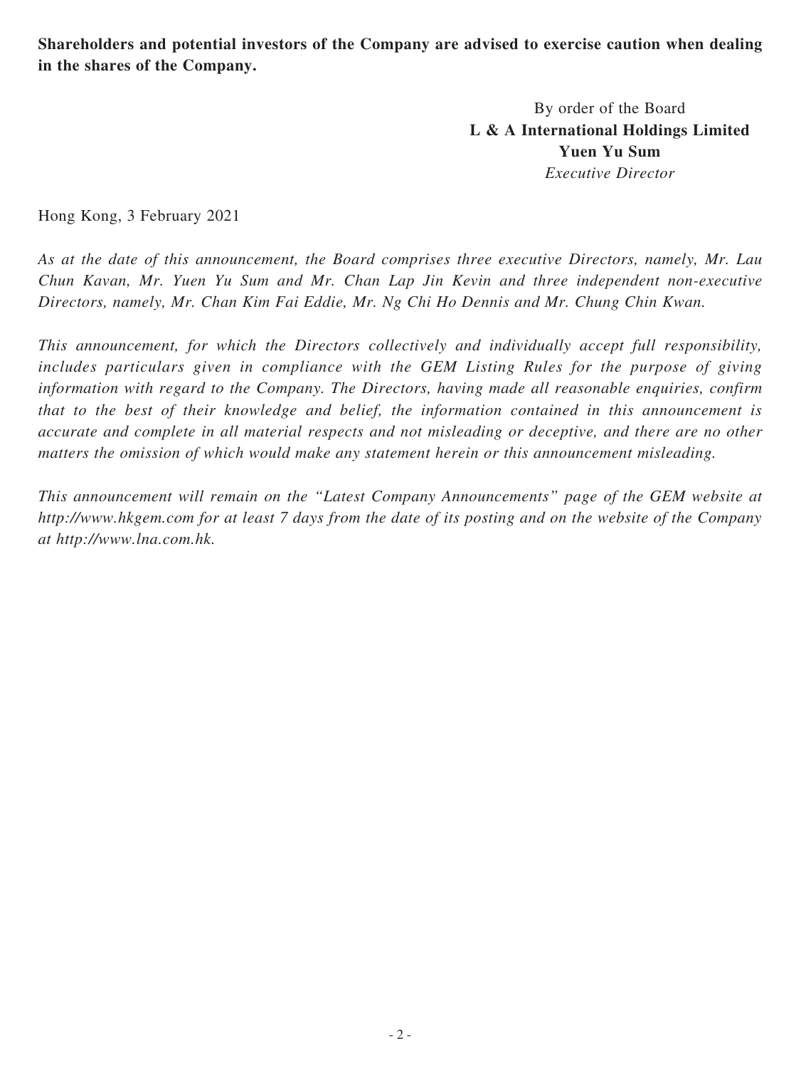**Shareholders and potential investors of the Company are advised to exercise caution when dealing in the shares of the Company.**

By order of the Board  
**L & A International Holdings Limited**  
**Yuen Yu Sum**  
*Executive Director*

Hong Kong, 3 February 2021

*As at the date of this announcement, the Board comprises three executive Directors, namely, Mr. Lau Chun Kavan, Mr. Yuen Yu Sum and Mr. Chan Lap Jin Kevin and three independent non-executive Directors, namely, Mr. Chan Kim Fai Eddie, Mr. Ng Chi Ho Dennis and Mr. Chung Chin Kwan.*

*This announcement, for which the Directors collectively and individually accept full responsibility, includes particulars given in compliance with the GEM Listing Rules for the purpose of giving information with regard to the Company. The Directors, having made all reasonable enquiries, confirm that to the best of their knowledge and belief, the information contained in this announcement is accurate and complete in all material respects and not misleading or deceptive, and there are no other matters the omission of which would make any statement herein or this announcement misleading.*

*This announcement will remain on the "Latest Company Announcements" page of the GEM website at http://www.hkgem.com for at least 7 days from the date of its posting and on the website of the Company at http://www.lna.com.hk.*